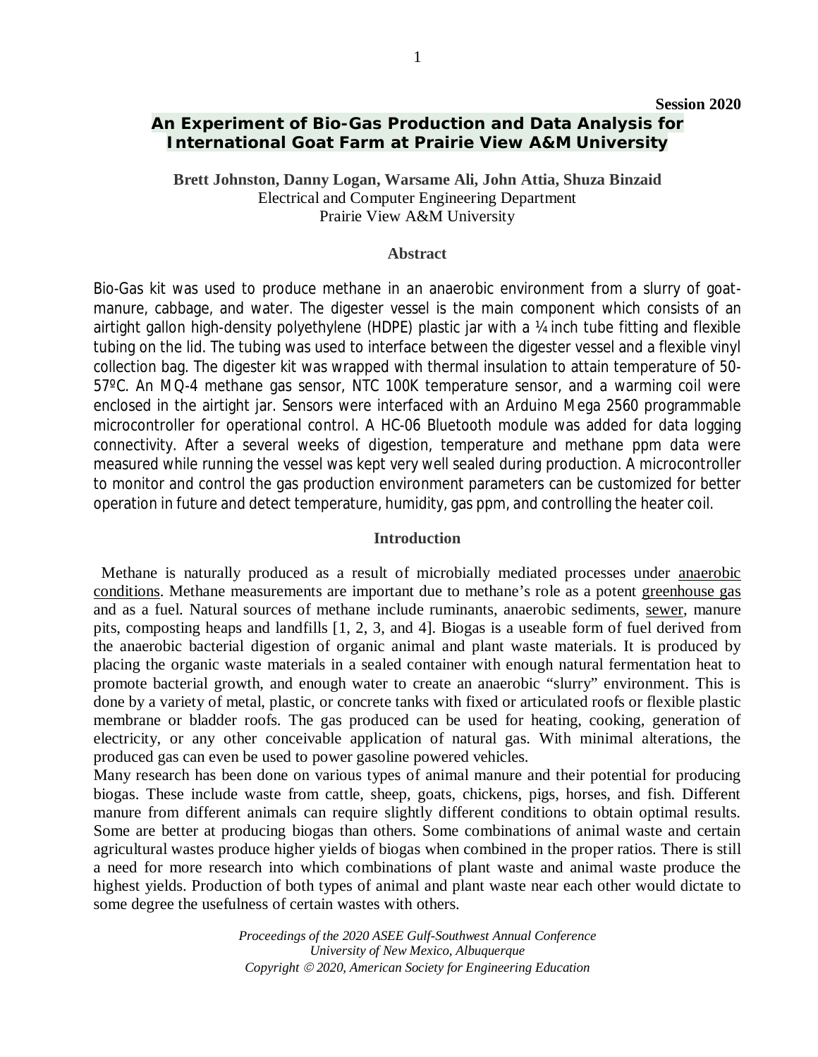Session 2020

# An Experiment of Bio-Gas Production and Data Analysis for International Goat Farm at Prairie View A&M University

**Brett Johnston, Danny Logan, Warsame Ali, John Attia, Shuza Binzaid**
Electrical and Computer Engineering Department
Prairie View A&M University

## Abstract

Bio-Gas kit was used to produce methane in an anaerobic environment from a slurry of goat-manure, cabbage, and water. The digester vessel is the main component which consists of an airtight gallon high-density polyethylene (HDPE) plastic jar with a ¼ inch tube fitting and flexible tubing on the lid. The tubing was used to interface between the digester vessel and a flexible vinyl collection bag. The digester kit was wrapped with thermal insulation to attain temperature of 50-57ºC. An MQ-4 methane gas sensor, NTC 100K temperature sensor, and a warming coil were enclosed in the airtight jar. Sensors were interfaced with an Arduino Mega 2560 programmable microcontroller for operational control. A HC-06 Bluetooth module was added for data logging connectivity. After a several weeks of digestion, temperature and methane ppm data were measured while running the vessel was kept very well sealed during production. A microcontroller to monitor and control the gas production environment parameters can be customized for better operation in future and detect temperature, humidity, gas ppm, and controlling the heater coil.

## Introduction

Methane is naturally produced as a result of microbially mediated processes under anaerobic conditions. Methane measurements are important due to methane's role as a potent greenhouse gas and as a fuel. Natural sources of methane include ruminants, anaerobic sediments, sewer, manure pits, composting heaps and landfills [1, 2, 3, and 4]. Biogas is a useable form of fuel derived from the anaerobic bacterial digestion of organic animal and plant waste materials. It is produced by placing the organic waste materials in a sealed container with enough natural fermentation heat to promote bacterial growth, and enough water to create an anaerobic "slurry" environment. This is done by a variety of metal, plastic, or concrete tanks with fixed or articulated roofs or flexible plastic membrane or bladder roofs. The gas produced can be used for heating, cooking, generation of electricity, or any other conceivable application of natural gas. With minimal alterations, the produced gas can even be used to power gasoline powered vehicles.

Many research has been done on various types of animal manure and their potential for producing biogas. These include waste from cattle, sheep, goats, chickens, pigs, horses, and fish. Different manure from different animals can require slightly different conditions to obtain optimal results. Some are better at producing biogas than others. Some combinations of animal waste and certain agricultural wastes produce higher yields of biogas when combined in the proper ratios. There is still a need for more research into which combinations of plant waste and animal waste produce the highest yields. Production of both types of animal and plant waste near each other would dictate to some degree the usefulness of certain wastes with others.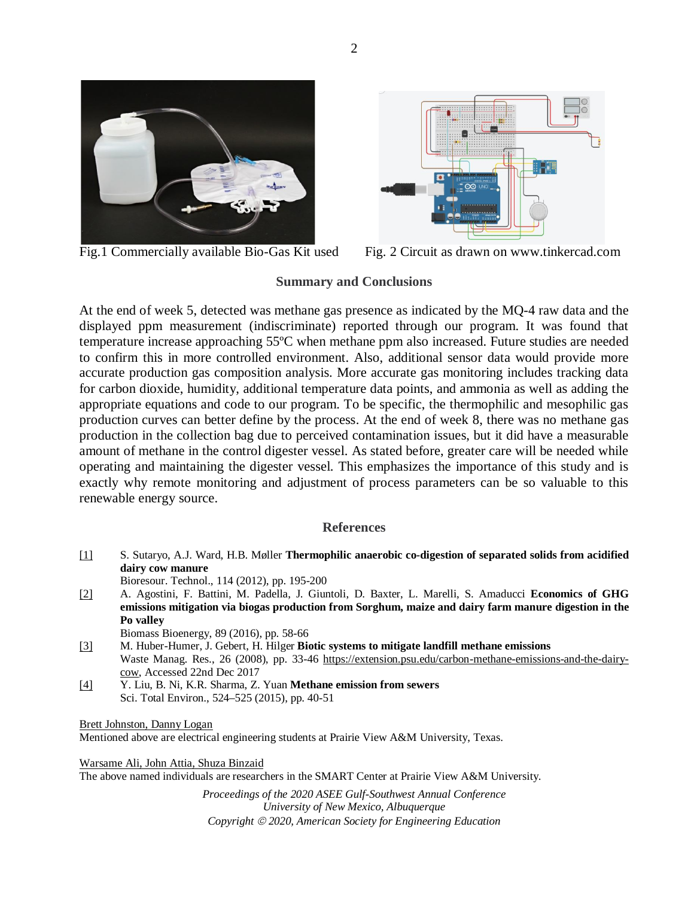Fig.1 Commercially available Bio-Gas Kit used

Fig. 2 Circuit as drawn on www.tinkercad.com

## Summary and Conclusions

At the end of week 5, detected was methane gas presence as indicated by the MQ-4 raw data and the displayed ppm measurement (indiscriminate) reported through our program. It was found that temperature increase approaching 55ºC when methane ppm also increased. Future studies are needed to confirm this in more controlled environment. Also, additional sensor data would provide more accurate production gas composition analysis. More accurate gas monitoring includes tracking data for carbon dioxide, humidity, additional temperature data points, and ammonia as well as adding the appropriate equations and code to our program. To be specific, the thermophilic and mesophilic gas production curves can better define by the process. At the end of week 8, there was no methane gas production in the collection bag due to perceived contamination issues, but it did have a measurable amount of methane in the control digester vessel. As stated before, greater care will be needed while operating and maintaining the digester vessel. This emphasizes the importance of this study and is exactly why remote monitoring and adjustment of process parameters can be so valuable to this renewable energy source.

## References

[1] S. Sutaryo, A.J. Ward, H.B. Møller **Thermophilic anaerobic co-digestion of separated solids from acidified dairy cow manure**
Bioresour. Technol., 114 (2012), pp. 195-200

[2] A. Agostini, F. Battini, M. Padella, J. Giuntoli, D. Baxter, L. Marelli, S. Amaducci **Economics of GHG emissions mitigation via biogas production from Sorghum, maize and dairy farm manure digestion in the Po valley**
Biomass Bioenergy, 89 (2016), pp. 58-66

[3] M. Huber-Humer, J. Gebert, H. Hilger **Biotic systems to mitigate landfill methane emissions**
Waste Manag. Res., 26 (2008), pp. 33-46 https://extension.psu.edu/carbon-methane-emissions-and-the-dairy-cow, Accessed 22nd Dec 2017

[4] Y. Liu, B. Ni, K.R. Sharma, Z. Yuan **Methane emission from sewers**
Sci. Total Environ., 524–525 (2015), pp. 40-51

Brett Johnston, Danny Logan
Mentioned above are electrical engineering students at Prairie View A&M University, Texas.

Warsame Ali, John Attia, Shuza Binzaid
The above named individuals are researchers in the SMART Center at Prairie View A&M University.